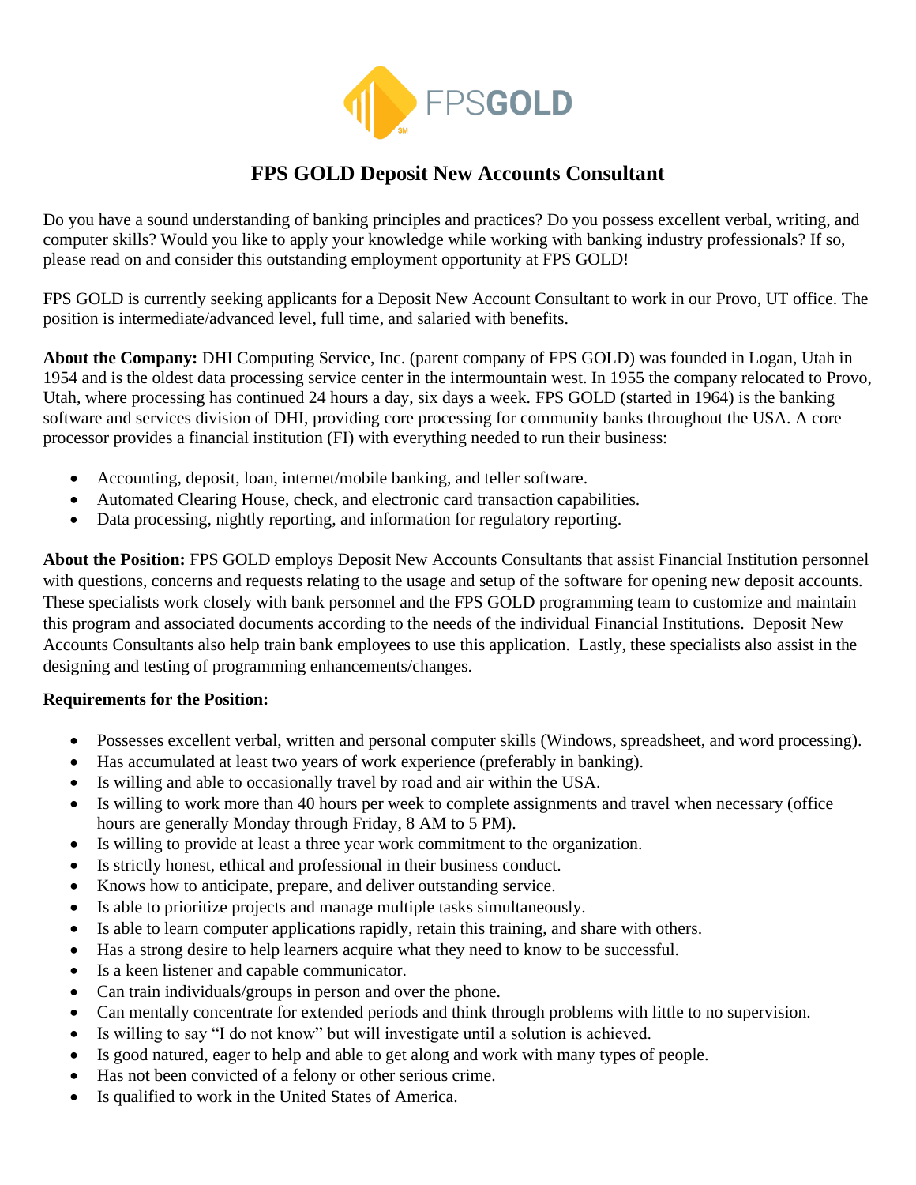# FPS GOLD Deposit New Accounts Consultant

Do you have a sound understanding of banking principles and practices? Do you possess excellent verbal, writing, and computer skills? Would you like to apply your knowledge while working with banking industry professionals? If so, please read on and consider this outstanding employment opportunity at FPS GOLD!

FPS GOLD is currently seeking applicants for a Deposit New Account Consultant to work in our Provo, UT office. The position is intermediate/advanced level, full time, and salaried with benefits.

**About the Company:** DHI Computing Service, Inc. (parent company of FPS GOLD) was founded in Logan, Utah in 1954 and is the oldest data processing service center in the intermountain west. In 1955 the company relocated to Provo, Utah, where processing has continued 24 hours a day, six days a week. FPS GOLD (started in 1964) is the banking software and services division of DHI, providing core processing for community banks throughout the USA. A core processor provides a financial institution (FI) with everything needed to run their business:

- Accounting, deposit, loan, internet/mobile banking, and teller software.
- Automated Clearing House, check, and electronic card transaction capabilities.
- Data processing, nightly reporting, and information for regulatory reporting.

**About the Position:** FPS GOLD employs Deposit New Accounts Consultants that assist Financial Institution personnel with questions, concerns and requests relating to the usage and setup of the software for opening new deposit accounts. These specialists work closely with bank personnel and the FPS GOLD programming team to customize and maintain this program and associated documents according to the needs of the individual Financial Institutions. Deposit New Accounts Consultants also help train bank employees to use this application. Lastly, these specialists also assist in the designing and testing of programming enhancements/changes.

**Requirements for the Position:**

- Possesses excellent verbal, written and personal computer skills (Windows, spreadsheet, and word processing).
- Has accumulated at least two years of work experience (preferably in banking).
- Is willing and able to occasionally travel by road and air within the USA.
- Is willing to work more than 40 hours per week to complete assignments and travel when necessary (office hours are generally Monday through Friday, 8 AM to 5 PM).
- Is willing to provide at least a three year work commitment to the organization.
- Is strictly honest, ethical and professional in their business conduct.
- Knows how to anticipate, prepare, and deliver outstanding service.
- Is able to prioritize projects and manage multiple tasks simultaneously.
- Is able to learn computer applications rapidly, retain this training, and share with others.
- Has a strong desire to help learners acquire what they need to know to be successful.
- Is a keen listener and capable communicator.
- Can train individuals/groups in person and over the phone.
- Can mentally concentrate for extended periods and think through problems with little to no supervision.
- Is willing to say "I do not know" but will investigate until a solution is achieved.
- Is good natured, eager to help and able to get along and work with many types of people.
- Has not been convicted of a felony or other serious crime.
- Is qualified to work in the United States of America.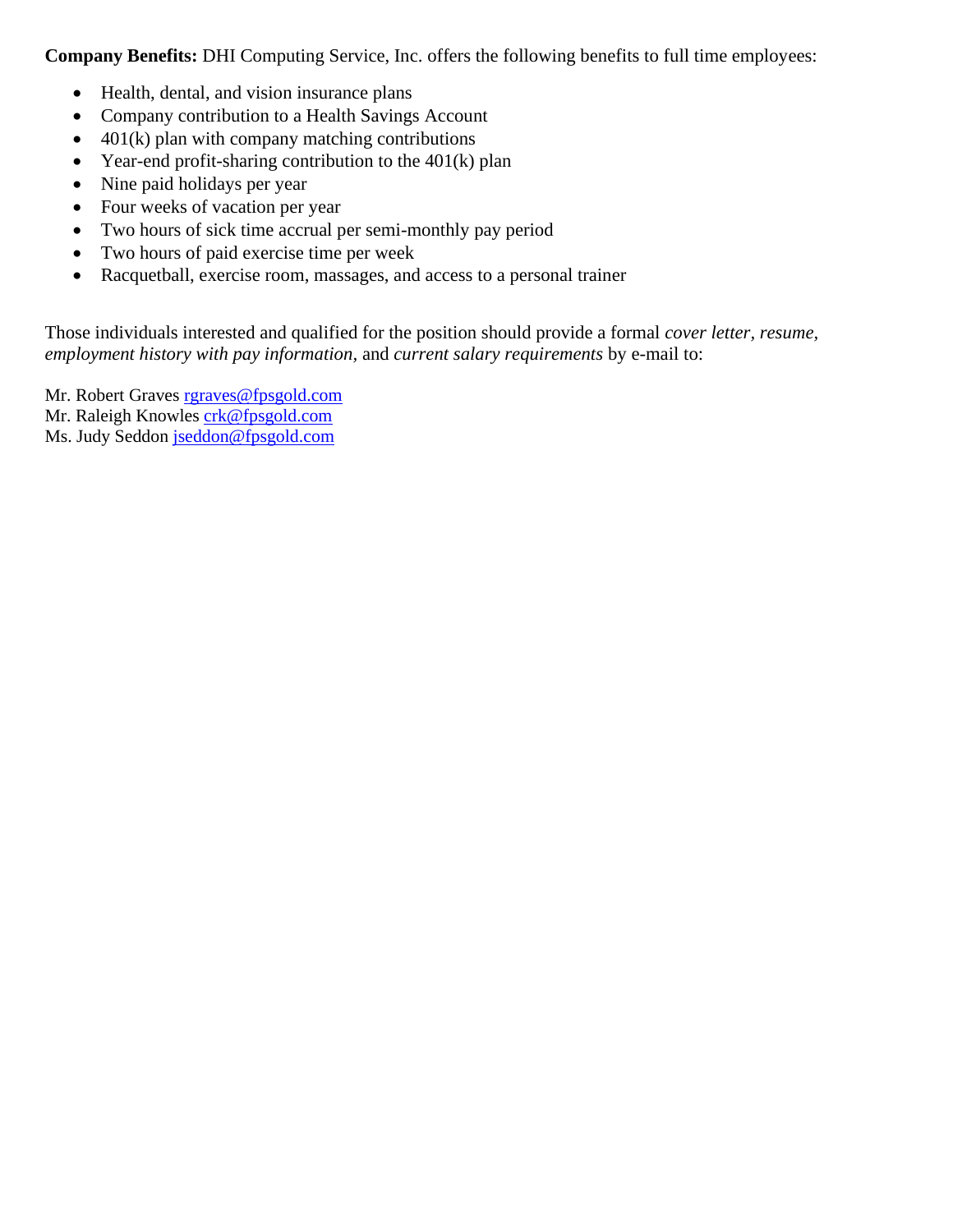**Company Benefits:** DHI Computing Service, Inc. offers the following benefits to full time employees:

- Health, dental, and vision insurance plans
- Company contribution to a Health Savings Account
- 401(k) plan with company matching contributions
- Year-end profit-sharing contribution to the 401(k) plan
- Nine paid holidays per year
- Four weeks of vacation per year
- Two hours of sick time accrual per semi-monthly pay period
- Two hours of paid exercise time per week
- Racquetball, exercise room, massages, and access to a personal trainer

Those individuals interested and qualified for the position should provide a formal *cover letter, resume, employment history with pay information*, and *current salary requirements* by e-mail to:

Mr. Robert Graves rgraves@fpsgold.com
Mr. Raleigh Knowles crk@fpsgold.com
Ms. Judy Seddon jseddon@fpsgold.com